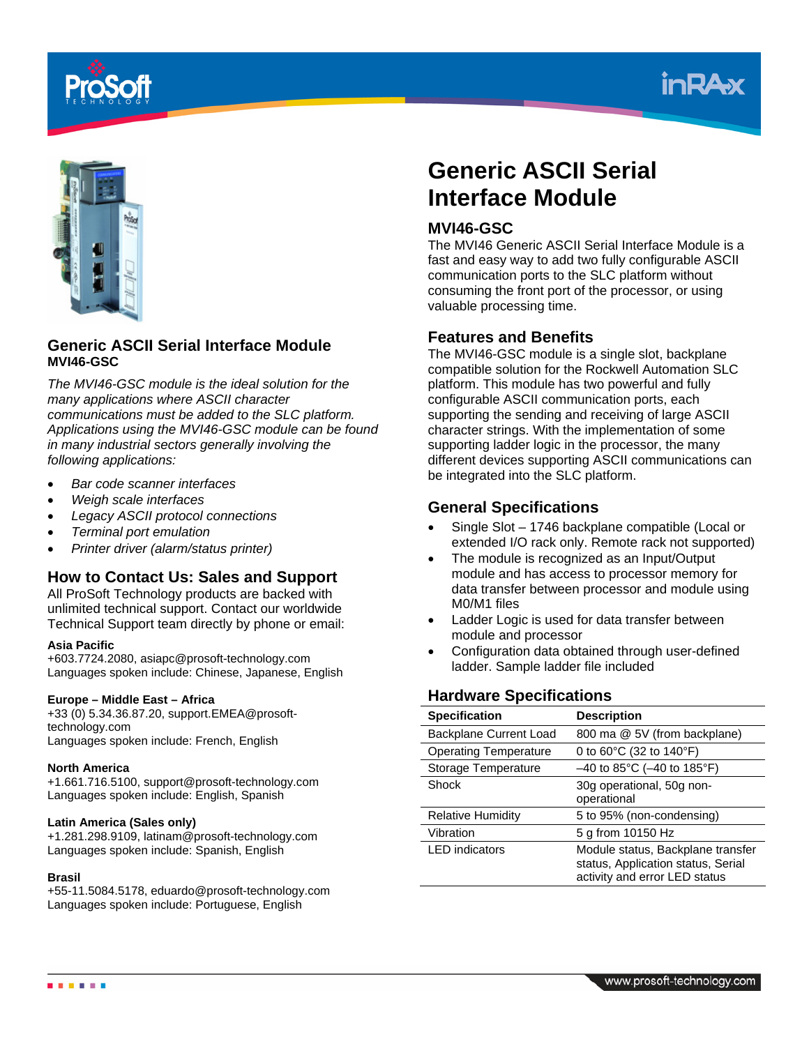# Generic ASCII Serial Interface Module

## MVI46-GSC

The MVI46 Generic ASCII Serial Interface Module is a fast and easy way to add two fully configurable ASCII communication ports to the SLC platform without consuming the front port of the processor, or using valuable processing time.

## Features and Benefits

The MVI46-GSC module is a single slot, backplane compatible solution for the Rockwell Automation SLC platform. This module has two powerful and fully configurable ASCII communication ports, each supporting the sending and receiving of large ASCII character strings. With the implementation of some supporting ladder logic in the processor, the many different devices supporting ASCII communications can be integrated into the SLC platform.

## General Specifications

- Single Slot – 1746 backplane compatible (Local or extended I/O rack only. Remote rack not supported)
- The module is recognized as an Input/Output module and has access to processor memory for data transfer between processor and module using M0/M1 files
- Ladder Logic is used for data transfer between module and processor
- Configuration data obtained through user-defined ladder. Sample ladder file included

## Hardware Specifications

| Specification | Description |
|---|---|
| Backplane Current Load | 800 ma @ 5V (from backplane) |
| Operating Temperature | 0 to 60°C (32 to 140°F) |
| Storage Temperature | –40 to 85°C (–40 to 185°F) |
| Shock | 30g operational, 50g non-operational |
| Relative Humidity | 5 to 95% (non-condensing) |
| Vibration | 5 g from 10150 Hz |
| LED indicators | Module status, Backplane transfer status, Application status, Serial activity and error LED status |

## Generic ASCII Serial Interface Module

**MVI46-GSC**

*The MVI46-GSC module is the ideal solution for the many applications where ASCII character communications must be added to the SLC platform. Applications using the MVI46-GSC module can be found in many industrial sectors generally involving the following applications:*

- *Bar code scanner interfaces*
- *Weigh scale interfaces*
- *Legacy ASCII protocol connections*
- *Terminal port emulation*
- *Printer driver (alarm/status printer)*

## How to Contact Us: Sales and Support

All ProSoft Technology products are backed with unlimited technical support. Contact our worldwide Technical Support team directly by phone or email:

**Asia Pacific**
+603.7724.2080, asiapc@prosoft-technology.com
Languages spoken include: Chinese, Japanese, English

**Europe – Middle East – Africa**
+33 (0) 5.34.36.87.20, support.EMEA@prosoft-technology.com
Languages spoken include: French, English

**North America**
+1.661.716.5100, support@prosoft-technology.com
Languages spoken include: English, Spanish

**Latin America (Sales only)**
+1.281.298.9109, latinam@prosoft-technology.com
Languages spoken include: Spanish, English

**Brasil**
+55-11.5084.5178, eduardo@prosoft-technology.com
Languages spoken include: Portuguese, English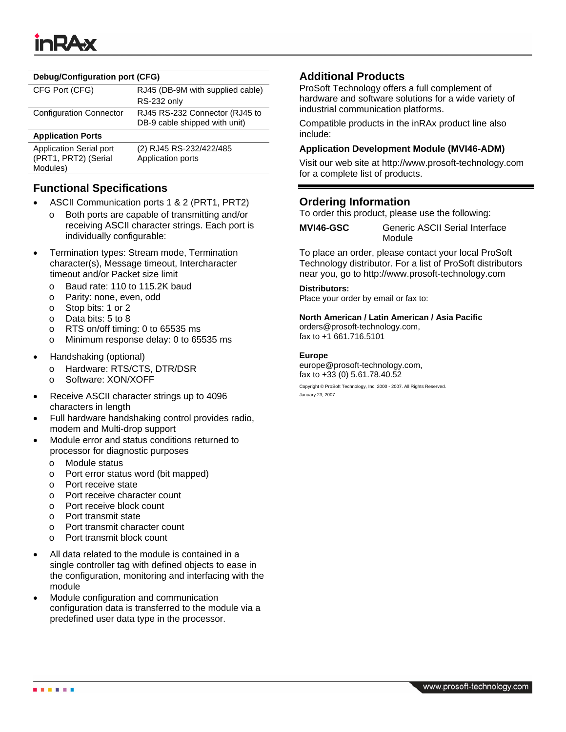| Debug/Configuration port (CFG) | |
|---|---|
| CFG Port (CFG) | RJ45 (DB-9M with supplied cable) RS-232 only |
| Configuration Connector | RJ45 RS-232 Connector (RJ45 to DB-9 cable shipped with unit) |
| **Application Ports** | |
| Application Serial port (PRT1, PRT2) (Serial Modules) | (2) RJ45 RS-232/422/485 Application ports |

## Functional Specifications

- ASCII Communication ports 1 & 2 (PRT1, PRT2)
  - Both ports are capable of transmitting and/or receiving ASCII character strings. Each port is individually configurable:
- Termination types: Stream mode, Termination character(s), Message timeout, Intercharacter timeout and/or Packet size limit
  - Baud rate: 110 to 115.2K baud
  - Parity: none, even, odd
  - Stop bits: 1 or 2
  - Data bits: 5 to 8
  - RTS on/off timing: 0 to 65535 ms
  - Minimum response delay: 0 to 65535 ms
- Handshaking (optional)
  - Hardware: RTS/CTS, DTR/DSR
  - Software: XON/XOFF
- Receive ASCII character strings up to 4096 characters in length
- Full hardware handshaking control provides radio, modem and Multi-drop support
- Module error and status conditions returned to processor for diagnostic purposes
  - Module status
  - Port error status word (bit mapped)
  - Port receive state
  - Port receive character count
  - Port receive block count
  - Port transmit state
  - Port transmit character count
  - Port transmit block count
- All data related to the module is contained in a single controller tag with defined objects to ease in the configuration, monitoring and interfacing with the module
- Module configuration and communication configuration data is transferred to the module via a predefined user data type in the processor.

## Additional Products

ProSoft Technology offers a full complement of hardware and software solutions for a wide variety of industrial communication platforms.

Compatible products in the inRAx product line also include:

**Application Development Module (MVI46-ADM)**

Visit our web site at http://www.prosoft-technology.com for a complete list of products.

## Ordering Information

To order this product, please use the following:

**MVI46-GSC** Generic ASCII Serial Interface Module

To place an order, please contact your local ProSoft Technology distributor. For a list of ProSoft distributors near you, go to http://www.prosoft-technology.com

**Distributors:**

Place your order by email or fax to:

**North American / Latin American / Asia Pacific**
orders@prosoft-technology.com,
fax to +1 661.716.5101

**Europe**
europe@prosoft-technology.com,
fax to +33 (0) 5.61.78.40.52

Copyright © ProSoft Technology, Inc. 2000 - 2007. All Rights Reserved.
January 23, 2007